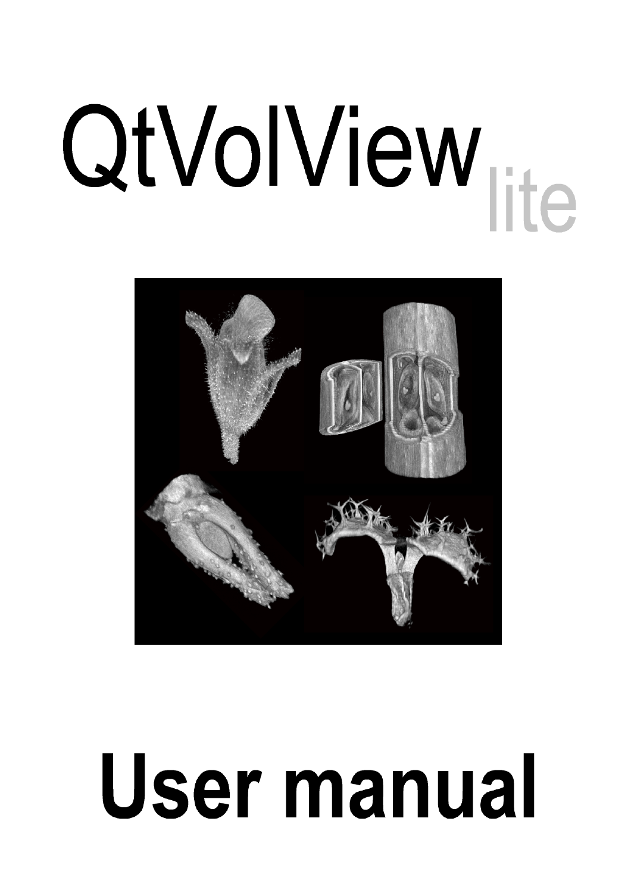# QtVolView lite

# User manual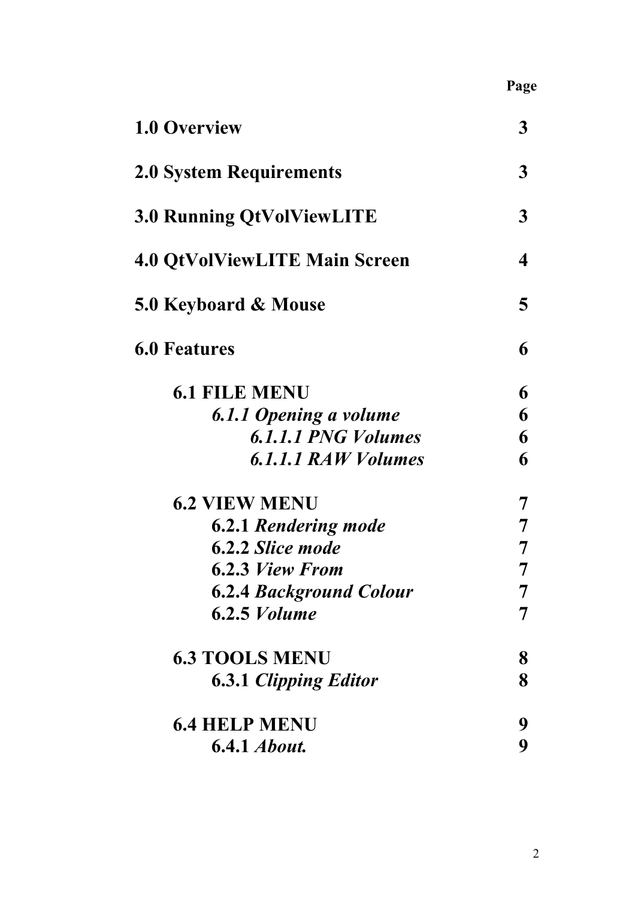| | Page |
|---|---|
| **1.0 Overview** | **3** |
| **2.0 System Requirements** | **3** |
| **3.0 Running QtVolViewLITE** | **3** |
| **4.0 QtVolViewLITE Main Screen** | **4** |
| **5.0 Keyboard & Mouse** | **5** |
| **6.0 Features** | **6** |
| **6.1 FILE MENU** | **6** |
| ***6.1.1 Opening a volume*** | **6** |
| ***6.1.1.1 PNG Volumes*** | **6** |
| ***6.1.1.1 RAW Volumes*** | **6** |
| **6.2 VIEW MENU** | **7** |
| **6.2.1** ***Rendering mode*** | **7** |
| **6.2.2** ***Slice mode*** | **7** |
| **6.2.3** ***View From*** | **7** |
| **6.2.4** ***Background Colour*** | **7** |
| **6.2.5** ***Volume*** | **7** |
| **6.3 TOOLS MENU** | **8** |
| **6.3.1** ***Clipping Editor*** | **8** |
| **6.4 HELP MENU** | **9** |
| **6.4.1** ***About.*** | **9** |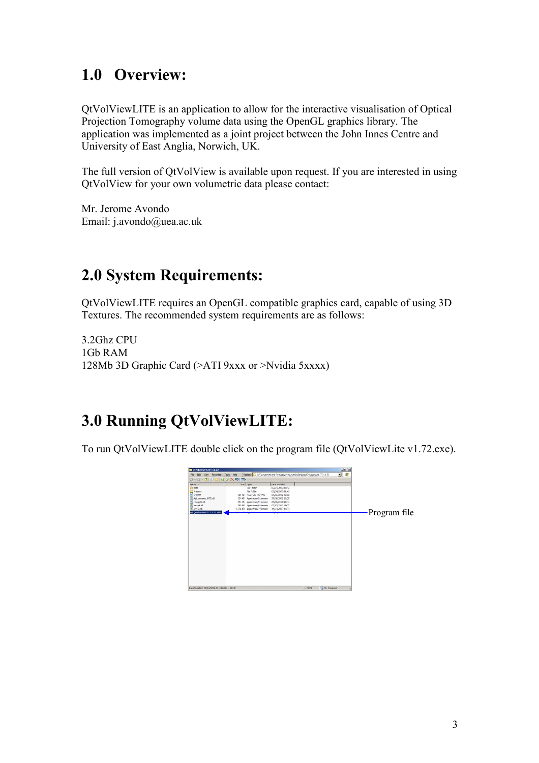# 1.0 Overview:

QtVolViewLITE is an application to allow for the interactive visualisation of Optical Projection Tomography volume data using the OpenGL graphics library. The application was implemented as a joint project between the John Innes Centre and University of East Anglia, Norwich, UK.

The full version of QtVolView is available upon request. If you are interested in using QtVolView for your own volumetric data please contact:

Mr. Jerome Avondo
Email: j.avondo@uea.ac.uk

# 2.0 System Requirements:

QtVolViewLITE requires an OpenGL compatible graphics card, capable of using 3D Textures. The recommended system requirements are as follows:

3.2Ghz CPU
1Gb RAM
128Mb 3D Graphic Card (>ATI 9xxx or >Nvidia 5xxxx)

# 3.0 Running QtVolViewLITE:

To run QtVolViewLITE double click on the program file (QtVolViewLite v1.72.exe).

Program file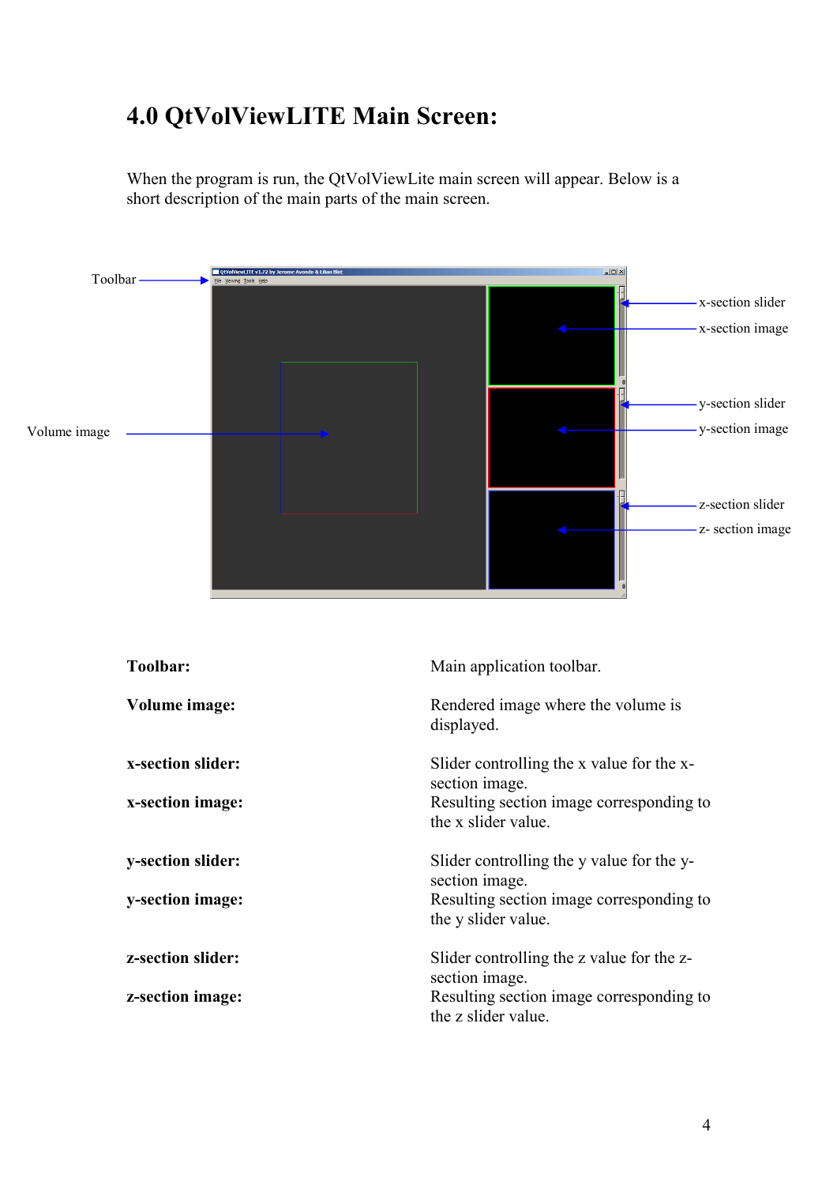# 4.0 QtVolViewLITE Main Screen:

When the program is run, the QtVolViewLite main screen will appear. Below is a short description of the main parts of the main screen.

| | |
|---|---|
| **Toolbar:** | Main application toolbar. |
| **Volume image:** | Rendered image where the volume is displayed. |
| **x-section slider:** | Slider controlling the x value for the x-section image. |
| **x-section image:** | Resulting section image corresponding to the x slider value. |
| **y-section slider:** | Slider controlling the y value for the y-section image. |
| **y-section image:** | Resulting section image corresponding to the y slider value. |
| **z-section slider:** | Slider controlling the z value for the z-section image. |
| **z-section image:** | Resulting section image corresponding to the z slider value. |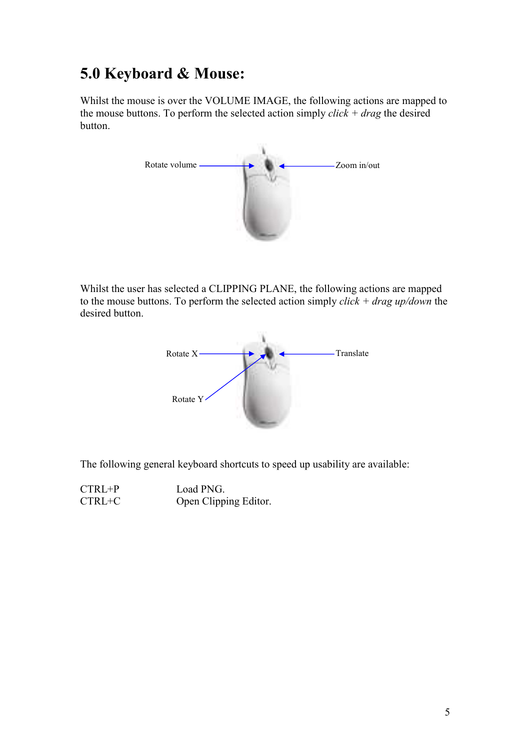# 5.0 Keyboard & Mouse:

Whilst the mouse is over the VOLUME IMAGE, the following actions are mapped to the mouse buttons. To perform the selected action simply *click + drag* the desired button.

Rotate volume

Zoom in/out

Whilst the user has selected a CLIPPING PLANE, the following actions are mapped to the mouse buttons. To perform the selected action simply *click + drag up/down* the desired button.

Rotate X

Translate

Rotate Y

The following general keyboard shortcuts to speed up usability are available:

| | |
|---|---|
| CTRL+P | Load PNG. |
| CTRL+C | Open Clipping Editor. |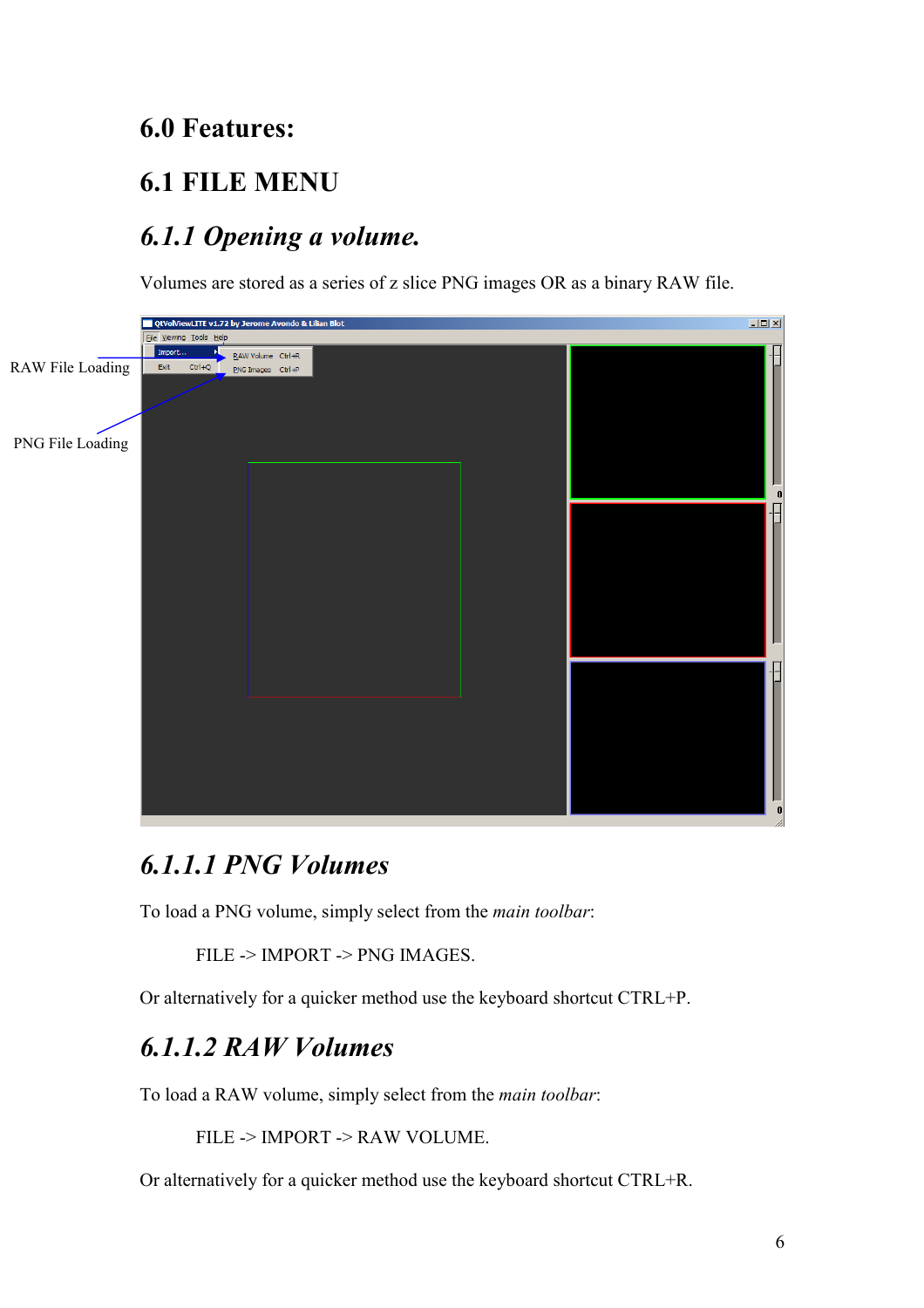# 6.0 Features:

## 6.1 FILE MENU

### *6.1.1 Opening a volume.*

Volumes are stored as a series of z slice PNG images OR as a binary RAW file.

RAW File Loading

PNG File Loading

#### *6.1.1.1 PNG Volumes*

To load a PNG volume, simply select from the *main toolbar*:

FILE -> IMPORT -> PNG IMAGES.

Or alternatively for a quicker method use the keyboard shortcut CTRL+P.

#### *6.1.1.2 RAW Volumes*

To load a RAW volume, simply select from the *main toolbar*:

FILE -> IMPORT -> RAW VOLUME.

Or alternatively for a quicker method use the keyboard shortcut CTRL+R.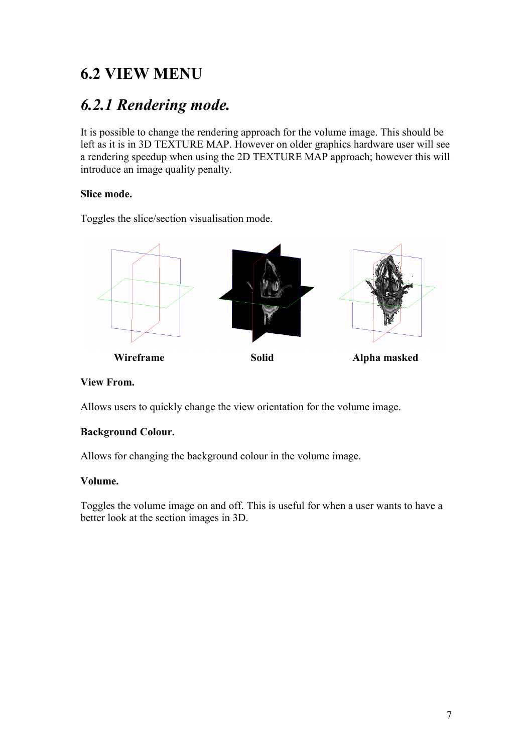## 6.2 VIEW MENU

### *6.2.1 Rendering mode.*

It is possible to change the rendering approach for the volume image. This should be left as it is in 3D TEXTURE MAP. However on older graphics hardware user will see a rendering speedup when using the 2D TEXTURE MAP approach; however this will introduce an image quality penalty.

**Slice mode.**

Toggles the slice/section visualisation mode.

**Wireframe** **Solid** **Alpha masked**

**View From.**

Allows users to quickly change the view orientation for the volume image.

**Background Colour.**

Allows for changing the background colour in the volume image.

**Volume.**

Toggles the volume image on and off. This is useful for when a user wants to have a better look at the section images in 3D.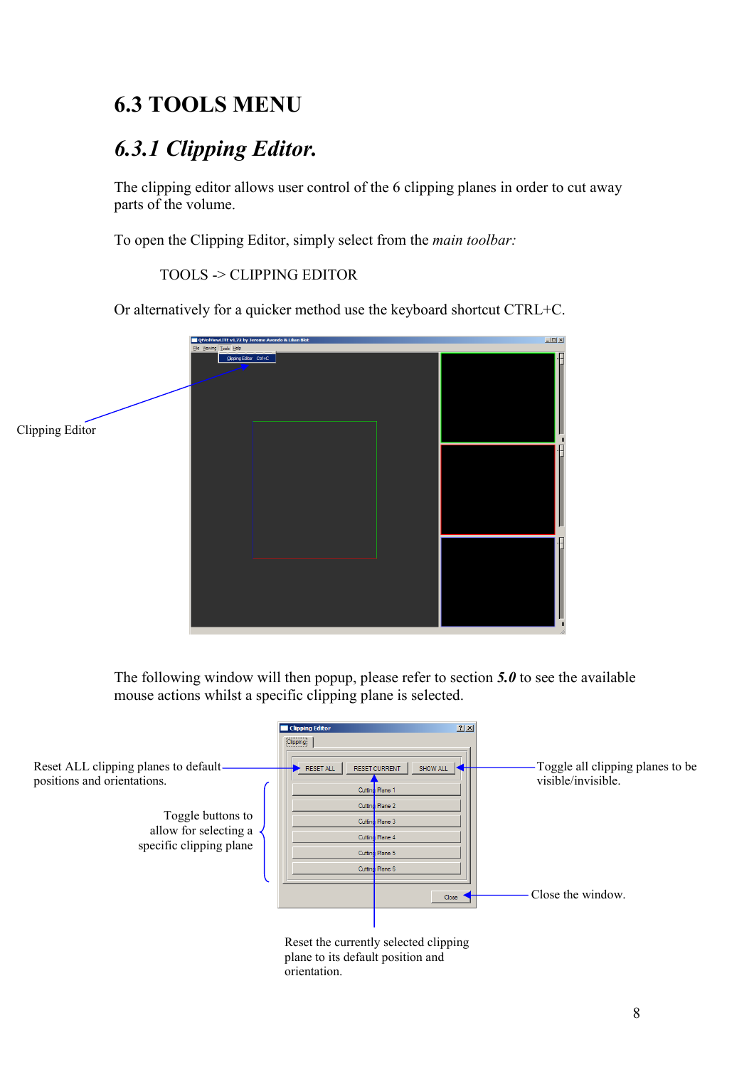# 6.3 TOOLS MENU

## *6.3.1 Clipping Editor.*

The clipping editor allows user control of the 6 clipping planes in order to cut away parts of the volume.

To open the Clipping Editor, simply select from the *main toolbar:*

TOOLS -> CLIPPING EDITOR

Or alternatively for a quicker method use the keyboard shortcut CTRL+C.

Clipping Editor

The following window will then popup, please refer to section ***5.0*** to see the available mouse actions whilst a specific clipping plane is selected.

Reset ALL clipping planes to default positions and orientations.

Toggle buttons to allow for selecting a specific clipping plane

Toggle all clipping planes to be visible/invisible.

Close the window.

Reset the currently selected clipping plane to its default position and orientation.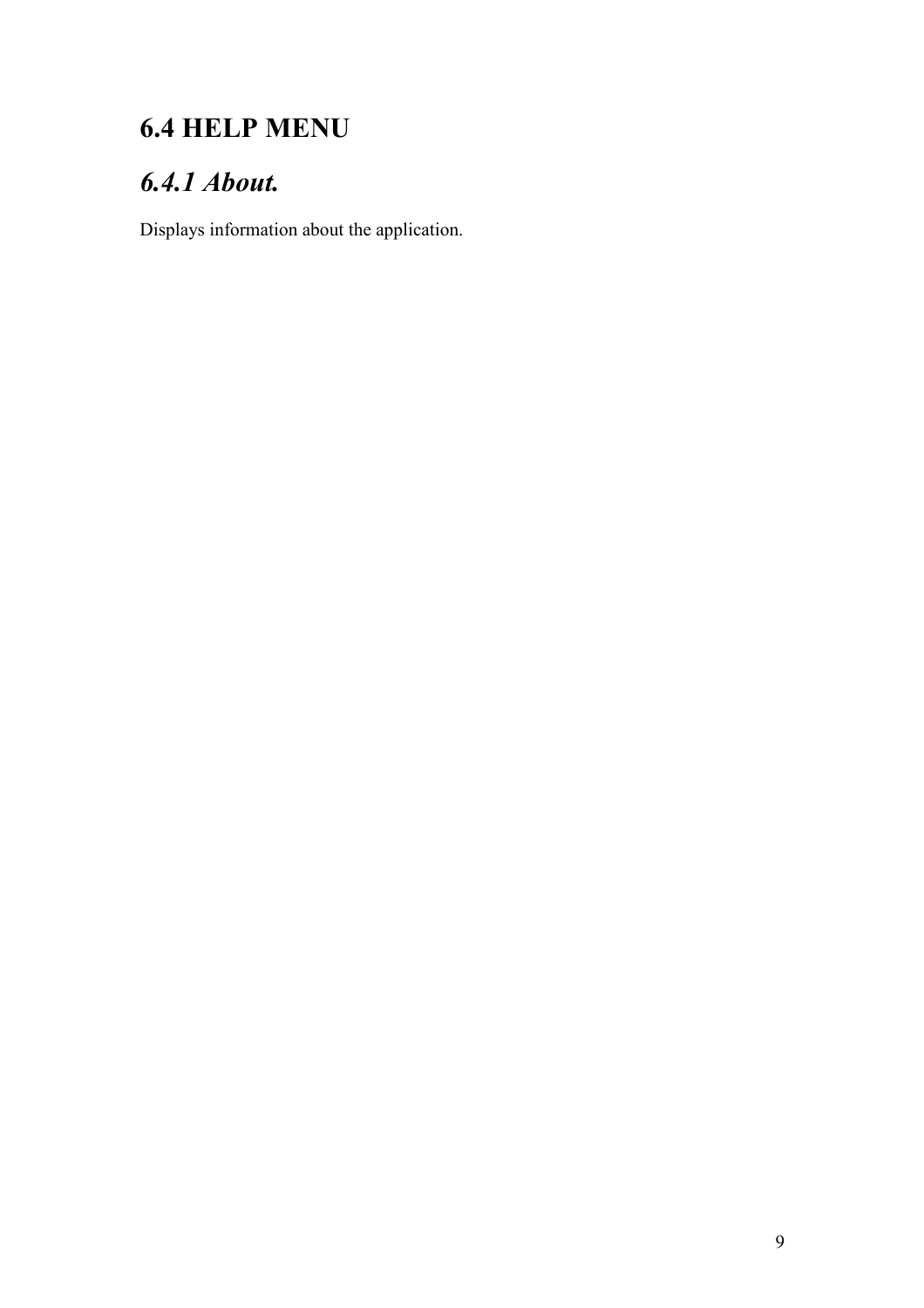## 6.4 HELP MENU

### *6.4.1 About.*

Displays information about the application.